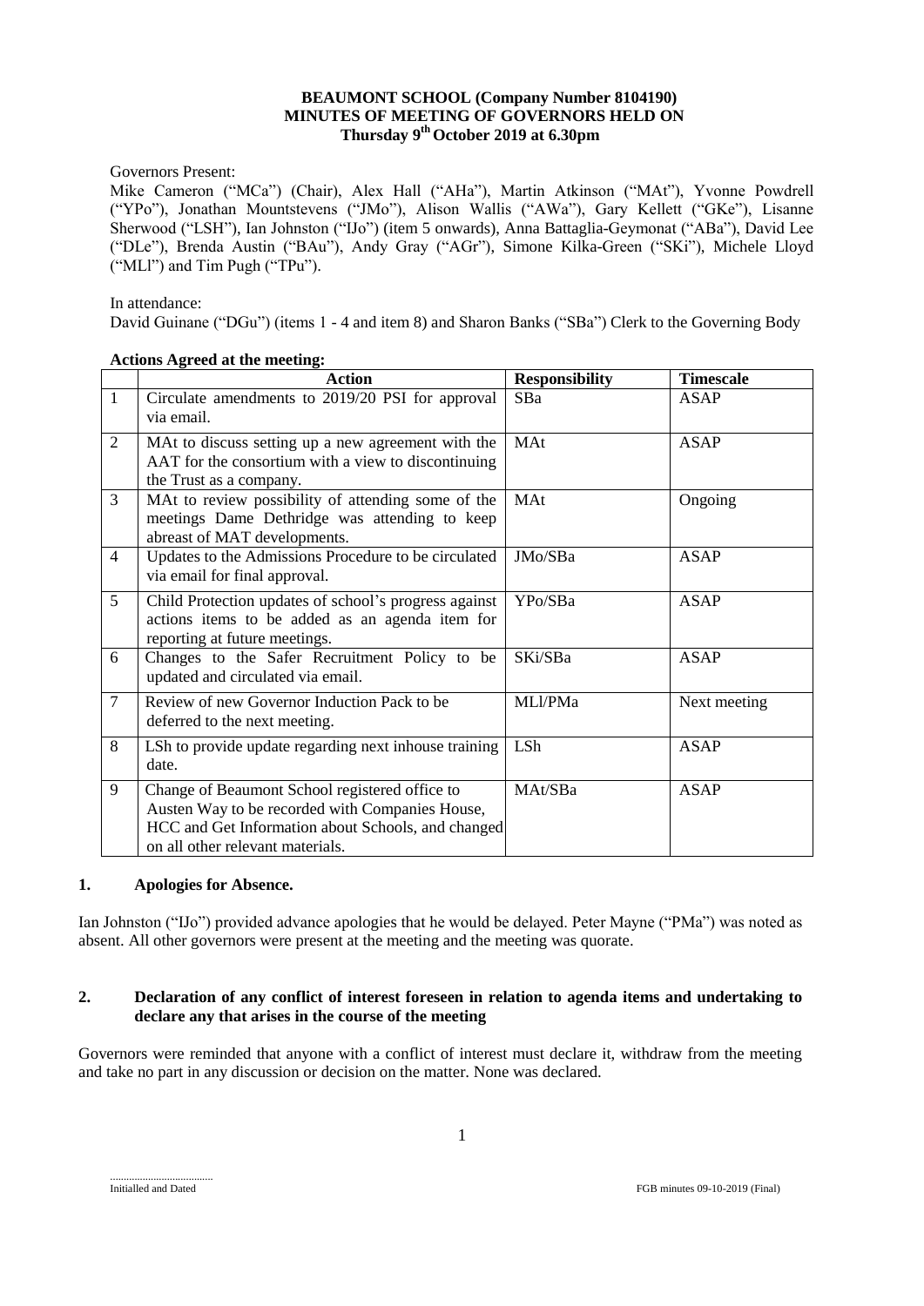**BEAUMONT SCHOOL (Company Number 8104190)**
**MINUTES OF MEETING OF GOVERNORS HELD ON**
**Thursday 9th October 2019 at 6.30pm**

Governors Present:

Mike Cameron ("MCa") (Chair), Alex Hall ("AHa"), Martin Atkinson ("MAt"), Yvonne Powdrell ("YPo"), Jonathan Mountstevens ("JMo"), Alison Wallis ("AWa"), Gary Kellett ("GKe"), Lisanne Sherwood ("LSH"), Ian Johnston ("IJo") (item 5 onwards), Anna Battaglia-Geymonat ("ABa"), David Lee ("DLe"), Brenda Austin ("BAu"), Andy Gray ("AGr"), Simone Kilka-Green ("SKi"), Michele Lloyd ("MLl") and Tim Pugh ("TPu").

In attendance:

David Guinane ("DGu") (items 1 - 4 and item 8) and Sharon Banks ("SBa") Clerk to the Governing Body

**Actions Agreed at the meeting:**

| | Action | Responsibility | Timescale |
|---|---|---|---|
| 1 | Circulate amendments to 2019/20 PSI for approval via email. | SBa | ASAP |
| 2 | MAt to discuss setting up a new agreement with the AAT for the consortium with a view to discontinuing the Trust as a company. | MAt | ASAP |
| 3 | MAt to review possibility of attending some of the meetings Dame Dethridge was attending to keep abreast of MAT developments. | MAt | Ongoing |
| 4 | Updates to the Admissions Procedure to be circulated via email for final approval. | JMo/SBa | ASAP |
| 5 | Child Protection updates of school's progress against actions items to be added as an agenda item for reporting at future meetings. | YPo/SBa | ASAP |
| 6 | Changes to the Safer Recruitment Policy to be updated and circulated via email. | SKi/SBa | ASAP |
| 7 | Review of new Governor Induction Pack to be deferred to the next meeting. | MLl/PMa | Next meeting |
| 8 | LSh to provide update regarding next inhouse training date. | LSh | ASAP |
| 9 | Change of Beaumont School registered office to Austen Way to be recorded with Companies House, HCC and Get Information about Schools, and changed on all other relevant materials. | MAt/SBa | ASAP |

## 1. Apologies for Absence.

Ian Johnston ("IJo") provided advance apologies that he would be delayed. Peter Mayne ("PMa") was noted as absent. All other governors were present at the meeting and the meeting was quorate.

## 2. Declaration of any conflict of interest foreseen in relation to agenda items and undertaking to declare any that arises in the course of the meeting

Governors were reminded that anyone with a conflict of interest must declare it, withdraw from the meeting and take no part in any discussion or decision on the matter. None was declared.

.....................................
Initialled and Dated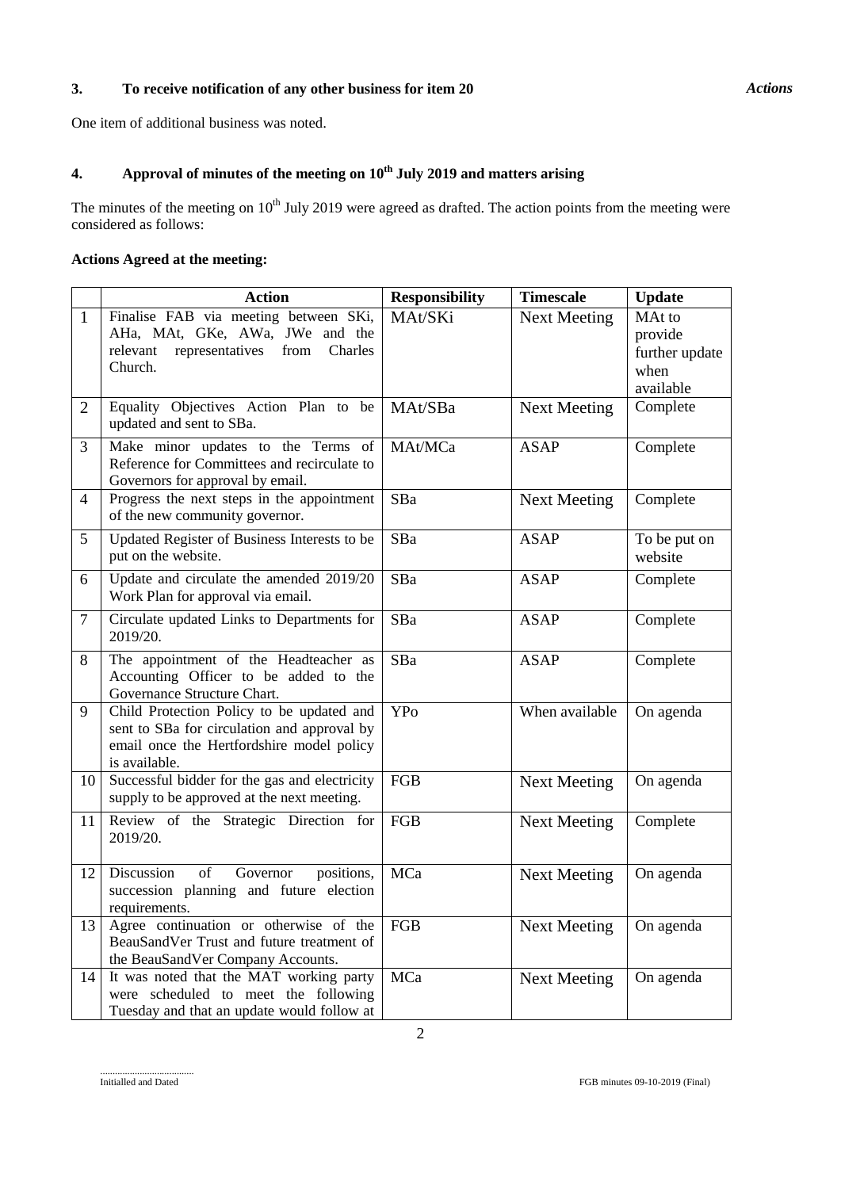### 3. To receive notification of any other business for item 20

*Actions*

One item of additional business was noted.

### 4. Approval of minutes of the meeting on 10th July 2019 and matters arising

The minutes of the meeting on 10th July 2019 were agreed as drafted. The action points from the meeting were considered as follows:

**Actions Agreed at the meeting:**

| | Action | Responsibility | Timescale | Update |
|---|---|---|---|---|
| 1 | Finalise FAB via meeting between SKi, AHa, MAt, GKe, AWa, JWe and the relevant representatives from Charles Church. | MAt/SKi | Next Meeting | MAt to provide further update when available |
| 2 | Equality Objectives Action Plan to be updated and sent to SBa. | MAt/SBa | Next Meeting | Complete |
| 3 | Make minor updates to the Terms of Reference for Committees and recirculate to Governors for approval by email. | MAt/MCa | ASAP | Complete |
| 4 | Progress the next steps in the appointment of the new community governor. | SBa | Next Meeting | Complete |
| 5 | Updated Register of Business Interests to be put on the website. | SBa | ASAP | To be put on website |
| 6 | Update and circulate the amended 2019/20 Work Plan for approval via email. | SBa | ASAP | Complete |
| 7 | Circulate updated Links to Departments for 2019/20. | SBa | ASAP | Complete |
| 8 | The appointment of the Headteacher as Accounting Officer to be added to the Governance Structure Chart. | SBa | ASAP | Complete |
| 9 | Child Protection Policy to be updated and sent to SBa for circulation and approval by email once the Hertfordshire model policy is available. | YPo | When available | On agenda |
| 10 | Successful bidder for the gas and electricity supply to be approved at the next meeting. | FGB | Next Meeting | On agenda |
| 11 | Review of the Strategic Direction for 2019/20. | FGB | Next Meeting | Complete |
| 12 | Discussion of Governor positions, succession planning and future election requirements. | MCa | Next Meeting | On agenda |
| 13 | Agree continuation or otherwise of the BeauSandVer Trust and future treatment of the BeauSandVer Company Accounts. | FGB | Next Meeting | On agenda |
| 14 | It was noted that the MAT working party were scheduled to meet the following Tuesday and that an update would follow at | MCa | Next Meeting | On agenda |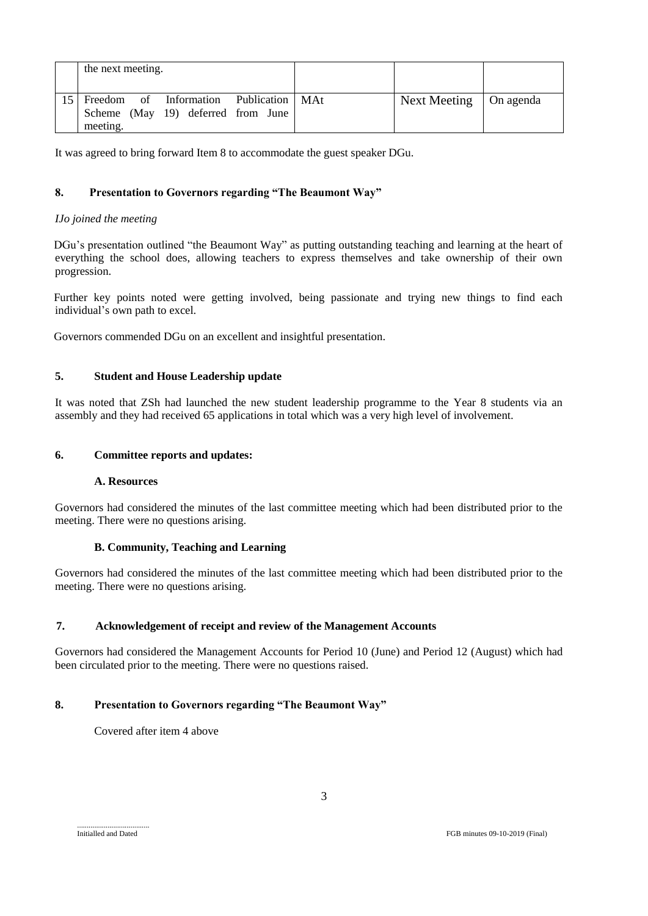| | | | | |
|---|---|---|---|---|
| | the next meeting. | | | |
| 15 | Freedom of Information Publication Scheme (May 19) deferred from June meeting. | MAt | Next Meeting | On agenda |

It was agreed to bring forward Item 8 to accommodate the guest speaker DGu.

### 8. Presentation to Governors regarding "The Beaumont Way"

*IJo joined the meeting*

DGu's presentation outlined "the Beaumont Way" as putting outstanding teaching and learning at the heart of everything the school does, allowing teachers to express themselves and take ownership of their own progression.

Further key points noted were getting involved, being passionate and trying new things to find each individual's own path to excel.

Governors commended DGu on an excellent and insightful presentation.

### 5. Student and House Leadership update

It was noted that ZSh had launched the new student leadership programme to the Year 8 students via an assembly and they had received 65 applications in total which was a very high level of involvement.

### 6. Committee reports and updates:

#### A. Resources

Governors had considered the minutes of the last committee meeting which had been distributed prior to the meeting. There were no questions arising.

#### B. Community, Teaching and Learning

Governors had considered the minutes of the last committee meeting which had been distributed prior to the meeting. There were no questions arising.

### 7. Acknowledgement of receipt and review of the Management Accounts

Governors had considered the Management Accounts for Period 10 (June) and Period 12 (August) which had been circulated prior to the meeting. There were no questions raised.

### 8. Presentation to Governors regarding "The Beaumont Way"

Covered after item 4 above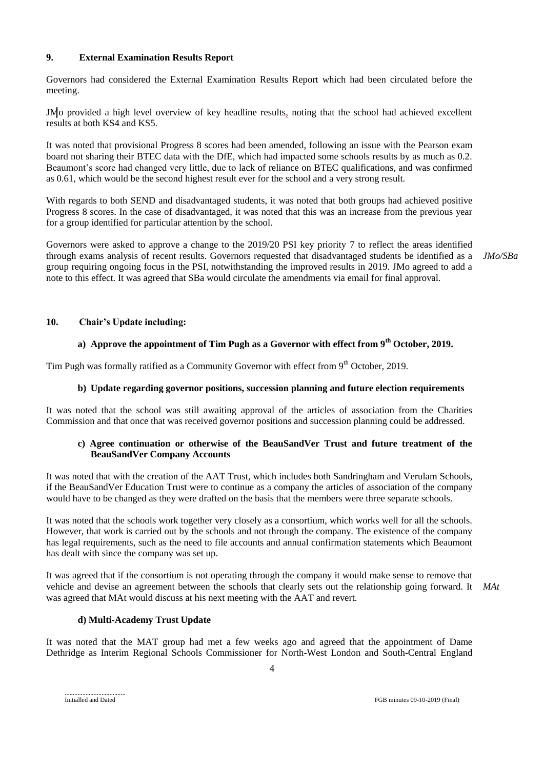## 9. External Examination Results Report

Governors had considered the External Examination Results Report which had been circulated before the meeting.

JMo provided a high level overview of key headline results, noting that the school had achieved excellent results at both KS4 and KS5.

It was noted that provisional Progress 8 scores had been amended, following an issue with the Pearson exam board not sharing their BTEC data with the DfE, which had impacted some schools results by as much as 0.2. Beaumont's score had changed very little, due to lack of reliance on BTEC qualifications, and was confirmed as 0.61, which would be the second highest result ever for the school and a very strong result.

With regards to both SEND and disadvantaged students, it was noted that both groups had achieved positive Progress 8 scores. In the case of disadvantaged, it was noted that this was an increase from the previous year for a group identified for particular attention by the school.

Governors were asked to approve a change to the 2019/20 PSI key priority 7 to reflect the areas identified through exams analysis of recent results. Governors requested that disadvantaged students be identified as a group requiring ongoing focus in the PSI, notwithstanding the improved results in 2019. JMo agreed to add a note to this effect. It was agreed that SBa would circulate the amendments via email for final approval. *JMo/SBa*

## 10. Chair's Update including:

### a) Approve the appointment of Tim Pugh as a Governor with effect from 9th October, 2019.

Tim Pugh was formally ratified as a Community Governor with effect from 9th October, 2019.

### b) Update regarding governor positions, succession planning and future election requirements

It was noted that the school was still awaiting approval of the articles of association from the Charities Commission and that once that was received governor positions and succession planning could be addressed.

### c) Agree continuation or otherwise of the BeauSandVer Trust and future treatment of the BeauSandVer Company Accounts

It was noted that with the creation of the AAT Trust, which includes both Sandringham and Verulam Schools, if the BeauSandVer Education Trust were to continue as a company the articles of association of the company would have to be changed as they were drafted on the basis that the members were three separate schools.

It was noted that the schools work together very closely as a consortium, which works well for all the schools. However, that work is carried out by the schools and not through the company. The existence of the company has legal requirements, such as the need to file accounts and annual confirmation statements which Beaumont has dealt with since the company was set up.

It was agreed that if the consortium is not operating through the company it would make sense to remove that vehicle and devise an agreement between the schools that clearly sets out the relationship going forward. It was agreed that MAt would discuss at his next meeting with the AAT and revert. *MAt*

### d) Multi-Academy Trust Update

It was noted that the MAT group had met a few weeks ago and agreed that the appointment of Dame Dethridge as Interim Regional Schools Commissioner for North-West London and South-Central England

.....................................
Initialled and Dated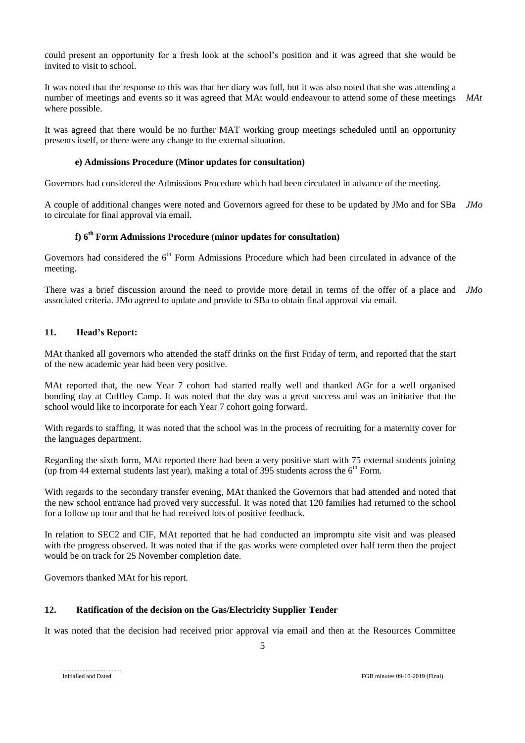could present an opportunity for a fresh look at the school's position and it was agreed that she would be invited to visit to school.

It was noted that the response to this was that her diary was full, but it was also noted that she was attending a number of meetings and events so it was agreed that MAt would endeavour to attend some of these meetings where possible. *MAt*

It was agreed that there would be no further MAT working group meetings scheduled until an opportunity presents itself, or there were any change to the external situation.

#### e) Admissions Procedure (Minor updates for consultation)

Governors had considered the Admissions Procedure which had been circulated in advance of the meeting.

A couple of additional changes were noted and Governors agreed for these to be updated by JMo and for SBa to circulate for final approval via email. *JMo*

#### f) 6th Form Admissions Procedure (minor updates for consultation)

Governors had considered the 6th Form Admissions Procedure which had been circulated in advance of the meeting.

There was a brief discussion around the need to provide more detail in terms of the offer of a place and associated criteria. JMo agreed to update and provide to SBa to obtain final approval via email. *JMo*

### 11. Head's Report:

MAt thanked all governors who attended the staff drinks on the first Friday of term, and reported that the start of the new academic year had been very positive.

MAt reported that, the new Year 7 cohort had started really well and thanked AGr for a well organised bonding day at Cuffley Camp. It was noted that the day was a great success and was an initiative that the school would like to incorporate for each Year 7 cohort going forward.

With regards to staffing, it was noted that the school was in the process of recruiting for a maternity cover for the languages department.

Regarding the sixth form, MAt reported there had been a very positive start with 75 external students joining (up from 44 external students last year), making a total of 395 students across the 6th Form.

With regards to the secondary transfer evening, MAt thanked the Governors that had attended and noted that the new school entrance had proved very successful. It was noted that 120 families had returned to the school for a follow up tour and that he had received lots of positive feedback.

In relation to SEC2 and CIF, MAt reported that he had conducted an impromptu site visit and was pleased with the progress observed. It was noted that if the gas works were completed over half term then the project would be on track for 25 November completion date.

Governors thanked MAt for his report.

### 12. Ratification of the decision on the Gas/Electricity Supplier Tender

It was noted that the decision had received prior approval via email and then at the Resources Committee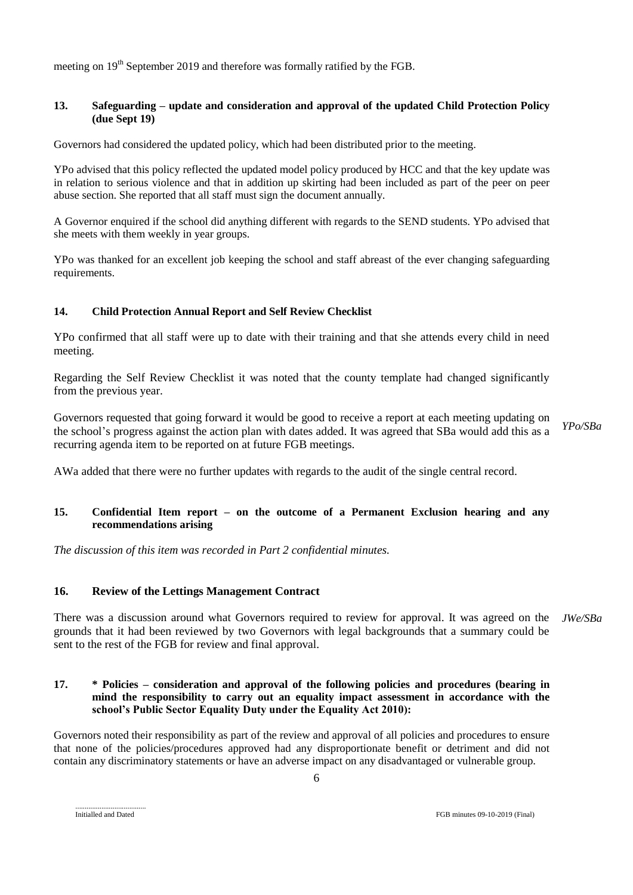meeting on 19th September 2019 and therefore was formally ratified by the FGB.

## 13. Safeguarding – update and consideration and approval of the updated Child Protection Policy (due Sept 19)

Governors had considered the updated policy, which had been distributed prior to the meeting.

YPo advised that this policy reflected the updated model policy produced by HCC and that the key update was in relation to serious violence and that in addition up skirting had been included as part of the peer on peer abuse section. She reported that all staff must sign the document annually.

A Governor enquired if the school did anything different with regards to the SEND students. YPo advised that she meets with them weekly in year groups.

YPo was thanked for an excellent job keeping the school and staff abreast of the ever changing safeguarding requirements.

## 14. Child Protection Annual Report and Self Review Checklist

YPo confirmed that all staff were up to date with their training and that she attends every child in need meeting.

Regarding the Self Review Checklist it was noted that the county template had changed significantly from the previous year.

Governors requested that going forward it would be good to receive a report at each meeting updating on the school's progress against the action plan with dates added. It was agreed that SBa would add this as a recurring agenda item to be reported on at future FGB meetings. *YPo/SBa*

AWa added that there were no further updates with regards to the audit of the single central record.

## 15. Confidential Item report – on the outcome of a Permanent Exclusion hearing and any recommendations arising

*The discussion of this item was recorded in Part 2 confidential minutes.*

## 16. Review of the Lettings Management Contract

There was a discussion around what Governors required to review for approval. It was agreed on the grounds that it had been reviewed by two Governors with legal backgrounds that a summary could be sent to the rest of the FGB for review and final approval. *JWe/SBa*

## 17. * Policies – consideration and approval of the following policies and procedures (bearing in mind the responsibility to carry out an equality impact assessment in accordance with the school's Public Sector Equality Duty under the Equality Act 2010):

Governors noted their responsibility as part of the review and approval of all policies and procedures to ensure that none of the policies/procedures approved had any disproportionate benefit or detriment and did not contain any discriminatory statements or have an adverse impact on any disadvantaged or vulnerable group.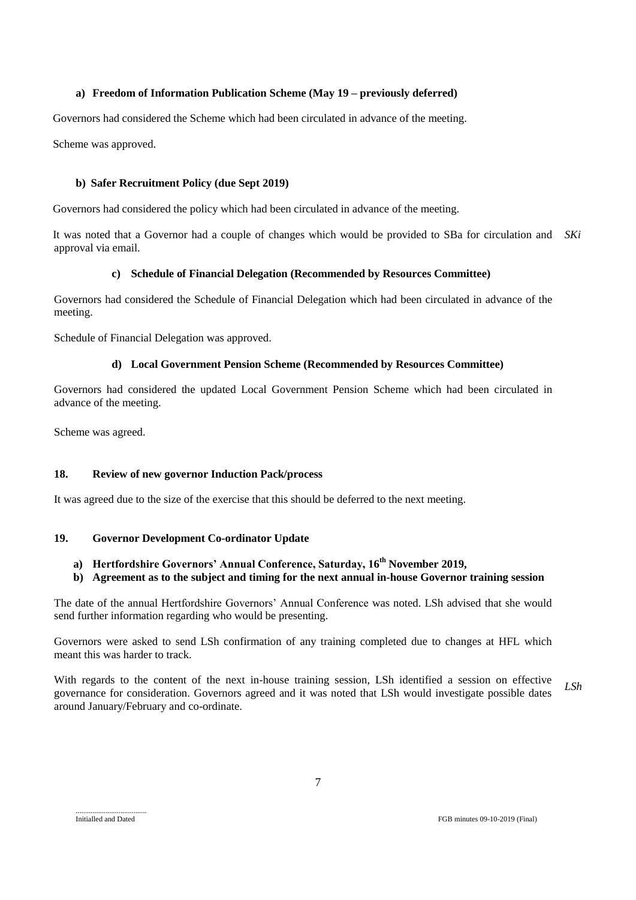**a) Freedom of Information Publication Scheme (May 19 – previously deferred)**

Governors had considered the Scheme which had been circulated in advance of the meeting.

Scheme was approved.

**b) Safer Recruitment Policy (due Sept 2019)**

Governors had considered the policy which had been circulated in advance of the meeting.

It was noted that a Governor had a couple of changes which would be provided to SBa for circulation and approval via email. *SKi*

**c) Schedule of Financial Delegation (Recommended by Resources Committee)**

Governors had considered the Schedule of Financial Delegation which had been circulated in advance of the meeting.

Schedule of Financial Delegation was approved.

**d) Local Government Pension Scheme (Recommended by Resources Committee)**

Governors had considered the updated Local Government Pension Scheme which had been circulated in advance of the meeting.

Scheme was agreed.

### 18. Review of new governor Induction Pack/process

It was agreed due to the size of the exercise that this should be deferred to the next meeting.

### 19. Governor Development Co-ordinator Update

**a) Hertfordshire Governors' Annual Conference, Saturday, 16th November 2019,**

**b) Agreement as to the subject and timing for the next annual in-house Governor training session**

The date of the annual Hertfordshire Governors' Annual Conference was noted. LSh advised that she would send further information regarding who would be presenting.

Governors were asked to send LSh confirmation of any training completed due to changes at HFL which meant this was harder to track.

With regards to the content of the next in-house training session, LSh identified a session on effective governance for consideration. Governors agreed and it was noted that LSh would investigate possible dates around January/February and co-ordinate. *LSh*

.....................................
Initialled and Dated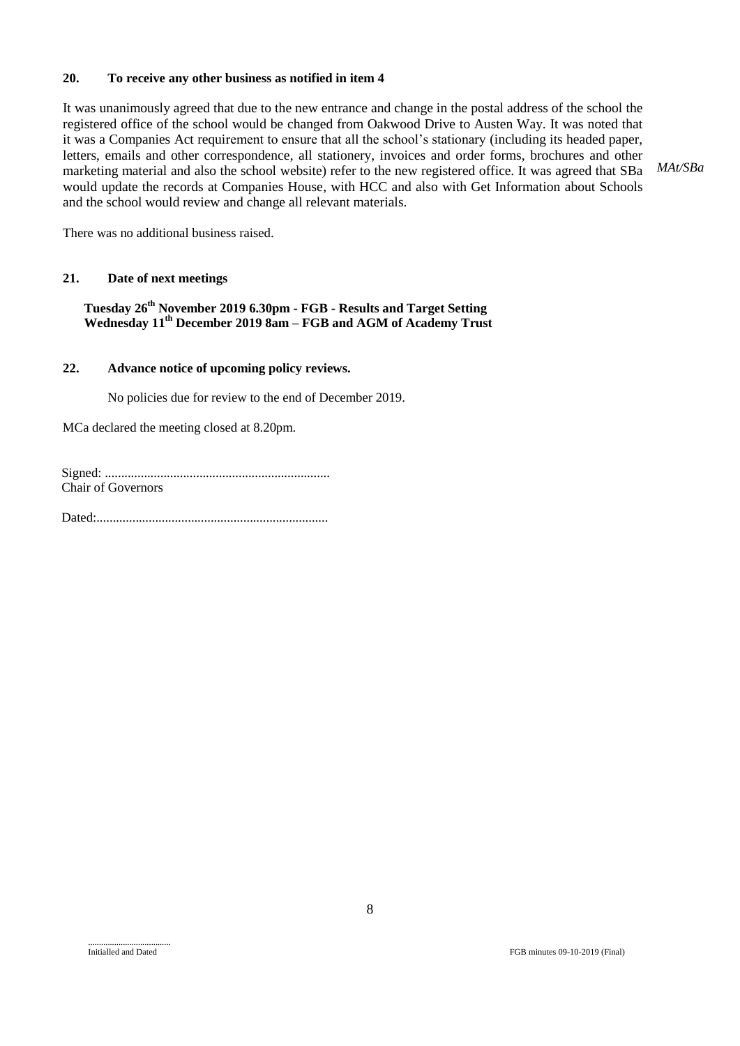### 20. To receive any other business as notified in item 4

It was unanimously agreed that due to the new entrance and change in the postal address of the school the registered office of the school would be changed from Oakwood Drive to Austen Way. It was noted that it was a Companies Act requirement to ensure that all the school's stationary (including its headed paper, letters, emails and other correspondence, all stationery, invoices and order forms, brochures and other marketing material and also the school website) refer to the new registered office. It was agreed that SBa would update the records at Companies House, with HCC and also with Get Information about Schools and the school would review and change all relevant materials. *MAt/SBa*

There was no additional business raised.

### 21. Date of next meetings

**Tuesday 26th November 2019 6.30pm - FGB - Results and Target Setting**
**Wednesday 11th December 2019 8am – FGB and AGM of Academy Trust**

### 22. Advance notice of upcoming policy reviews.

No policies due for review to the end of December 2019.

MCa declared the meeting closed at 8.20pm.

Signed: ......................................................................
Chair of Governors

Dated:........................................................................

.....................................
Initialled and Dated

FGB minutes 09-10-2019 (Final)